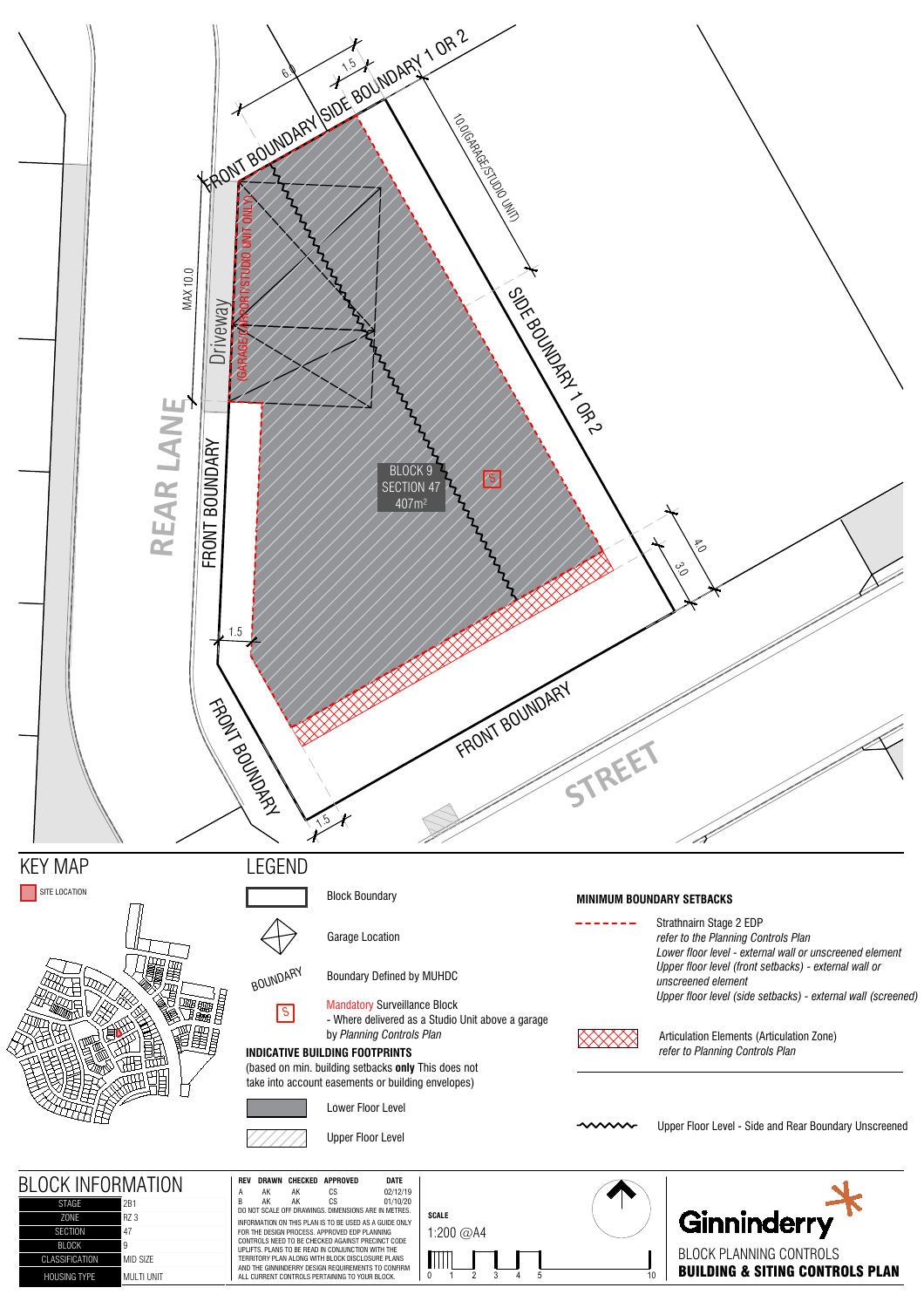FRONT BOUNDARY

SIDE BOUNDARY 1 OR 2

6.0

1.5

10.0 (GARAGE/STUDIO UNIT)

MAX 10.0

Driveway

(GARAGE/CARPORT/STUDIO UNIT ONLY)

REAR LANE

FRONT BOUNDARY

SIDE BOUNDARY 1 OR 2

BLOCK 9
SECTION 47
407m²

S

4.0

3.0

1.5

FRONT BOUNDARY

FRONT BOUNDARY

STREET

1.5

## KEY MAP

SITE LOCATION

## LEGEND

- Block Boundary
- Garage Location
- BOUNDARY — Boundary Defined by MUHDC
- S — Mandatory Surveillance Block
  - Where delivered as a Studio Unit above a garage by *Planning Controls Plan*

**INDICATIVE BUILDING FOOTPRINTS**

(based on min. building setbacks **only** This does not take into account easements or building envelopes)

- Lower Floor Level
- Upper Floor Level

**MINIMUM BOUNDARY SETBACKS**

- Strathnairn Stage 2 EDP
  *refer to the Planning Controls Plan*
  *Lower floor level - external wall or unscreened element*
  *Upper floor level (front setbacks) - external wall or unscreened element*
  *Upper floor level (side setbacks) - external wall (screened)*
- Articulation Elements (Articulation Zone)
  *refer to Planning Controls Plan*
- Upper Floor Level - Side and Rear Boundary Unscreened

## BLOCK INFORMATION

| | |
|---|---|
| STAGE | 2B1 |
| ZONE | RZ 3 |
| SECTION | 47 |
| BLOCK | 9 |
| CLASSIFICATION | MID SIZE |
| HOUSING TYPE | MULTI UNIT |

| REV | DRAWN | CHECKED | APPROVED | DATE |
|---|---|---|---|---|
| A | AK | AK | CS | 02/12/19 |
| B | AK | AK | CS | 01/10/20 |

DO NOT SCALE OFF DRAWINGS. DIMENSIONS ARE IN METRES.

INFORMATION ON THIS PLAN IS TO BE USED AS A GUIDE ONLY FOR THE DESIGN PROCESS. APPROVED EDP PLANNING CONTROLS NEED TO BE CHECKED AGAINST PRECINCT CODE UPLIFTS. PLANS TO BE READ IN CONJUNCTION WITH THE TERRITORY PLAN ALONG WITH BLOCK DISCLOSURE PLANS AND THE GINNINDERRY DESIGN REQUIREMENTS TO CONFIRM ALL CURRENT CONTROLS PERTAINING TO YOUR BLOCK.

**SCALE**

1:200 @A4

0 1 2 3 4 5 10

Ginninderry

BLOCK PLANNING CONTROLS

**BUILDING & SITING CONTROLS PLAN**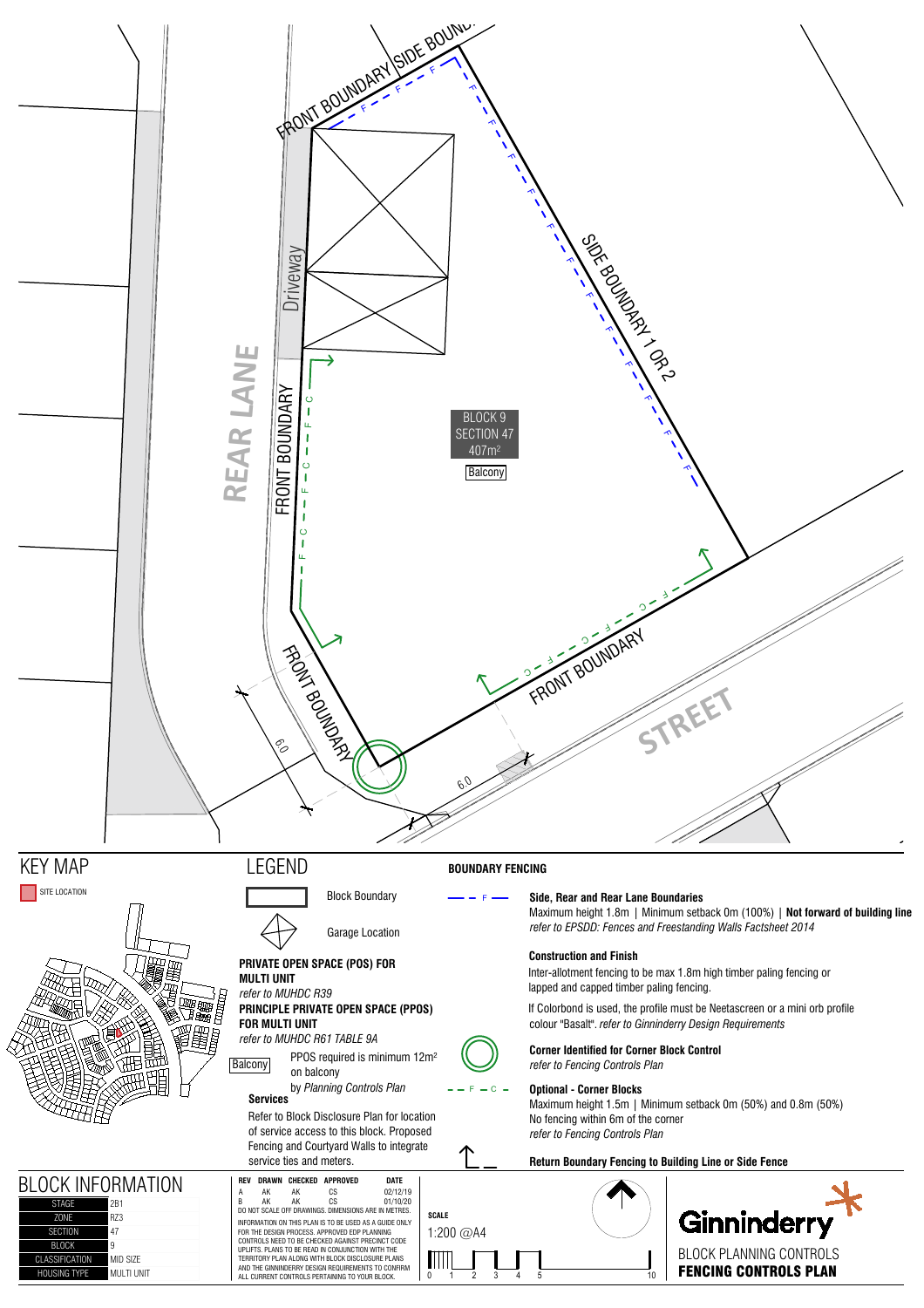FRONT BOUNDARY SIDE BOUNDARY

SIDE BOUNDARY 1 OR 2

REAR LANE

Driveway

FRONT BOUNDARY

BLOCK 9
SECTION 47
407m²

Balcony

FRONT BOUNDARY

FRONT BOUNDARY

STREET

6.0

6.0

## KEY MAP

SITE LOCATION

## LEGEND

Block Boundary

Garage Location

**PRIVATE OPEN SPACE (POS) FOR MULTI UNIT**
*refer to MUHDC R39*

**PRINCIPLE PRIVATE OPEN SPACE (PPOS) FOR MULTI UNIT**
*refer to MUHDC R61 TABLE 9A*

Balcony — PPOS required is minimum 12m² on balcony by *Planning Controls Plan*

**Services**

Refer to Block Disclosure Plan for location of service access to this block. Proposed Fencing and Courtyard Walls to integrate service ties and meters.

## BOUNDARY FENCING

**Side, Rear and Rear Lane Boundaries**
Maximum height 1.8m | Minimum setback 0m (100%) | **Not forward of building line**
*refer to EPSDD: Fences and Freestanding Walls Factsheet 2014*

**Construction and Finish**
Inter-allotment fencing to be max 1.8m high timber paling fencing or lapped and capped timber paling fencing.

If Colorbond is used, the profile must be Neetascreen or a mini orb profile colour "Basalt". *refer to Ginninderry Design Requirements*

**Corner Identified for Corner Block Control**
*refer to Fencing Controls Plan*

**Optional - Corner Blocks**
Maximum height 1.5m | Minimum setback 0m (50%) and 0.8m (50%)
No fencing within 6m of the corner
*refer to Fencing Controls Plan*

**Return Boundary Fencing to Building Line or Side Fence**

## BLOCK INFORMATION

| | |
|---|---|
| STAGE | 2B1 |
| ZONE | RZ3 |
| SECTION | 47 |
| BLOCK | 9 |
| CLASSIFICATION | MID SIZE |
| HOUSING TYPE | MULTI UNIT |

| REV | DRAWN | CHECKED | APPROVED | DATE |
|---|---|---|---|---|
| A | AK | AK | CS | 02/12/19 |
| B | AK | AK | CS | 01/10/20 |

DO NOT SCALE OFF DRAWINGS. DIMENSIONS ARE IN METRES.

INFORMATION ON THIS PLAN IS TO BE USED AS A GUIDE ONLY FOR THE DESIGN PROCESS. APPROVED EDP PLANNING CONTROLS NEED TO BE CHECKED AGAINST PRECINCT CODE UPLIFTS. PLANS TO BE READ IN CONJUNCTION WITH THE TERRITORY PLAN ALONG WITH BLOCK DISCLOSURE PLANS AND THE GINNINDERRY DESIGN REQUIREMENTS TO CONFIRM ALL CURRENT CONTROLS PERTAINING TO YOUR BLOCK.

**SCALE**
1:200 @A4

0 1 2 3 4 5 10

Ginninderry

BLOCK PLANNING CONTROLS
**FENCING CONTROLS PLAN**